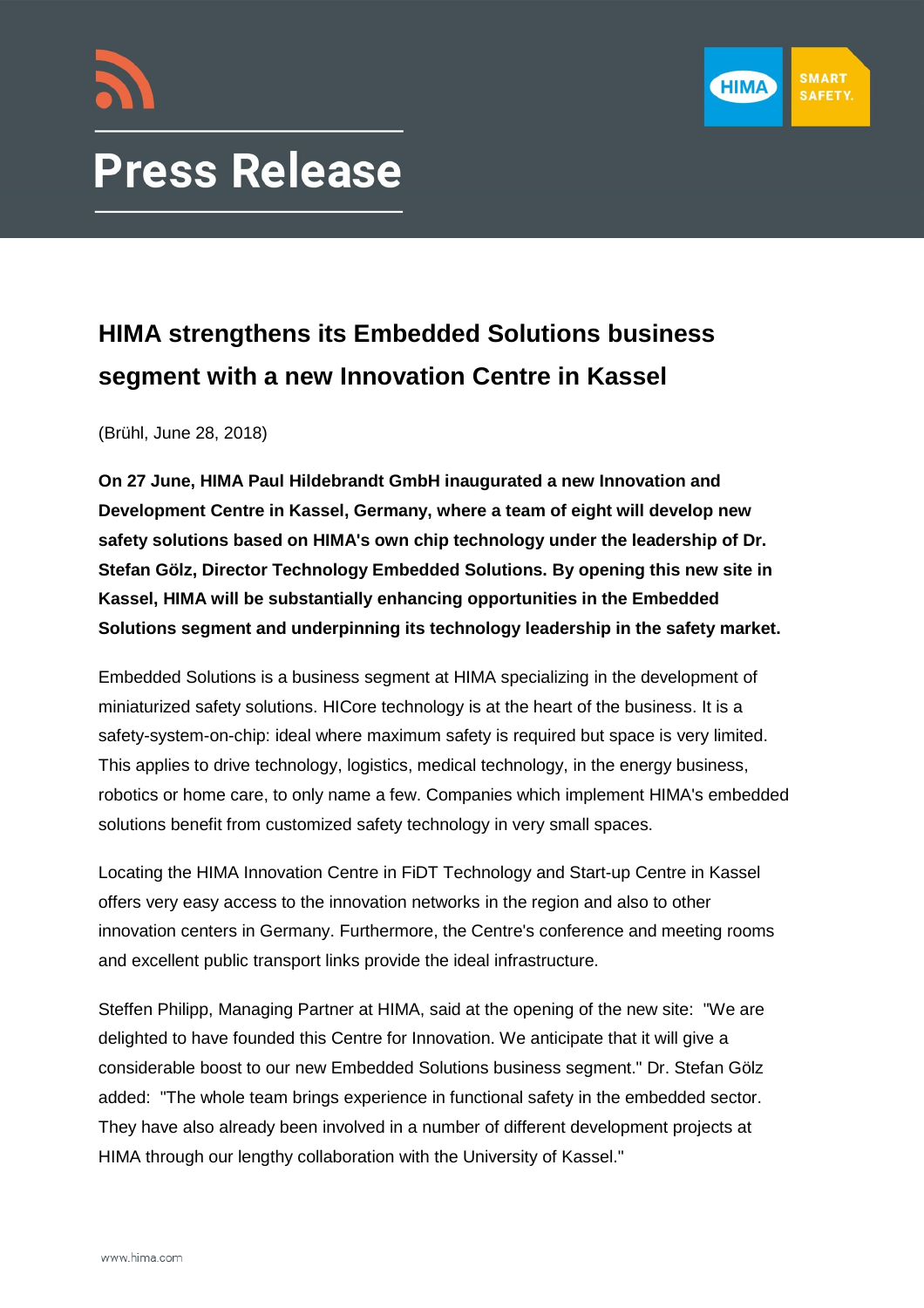# Press Release

## HIMA strengthens its Embedded Solutions business segment with a new Innovation Centre in Kassel

(Brühl, June 28, 2018)

**On 27 June, HIMA Paul Hildebrandt GmbH inaugurated a new Innovation and Development Centre in Kassel, Germany, where a team of eight will develop new safety solutions based on HIMA's own chip technology under the leadership of Dr. Stefan Gölz, Director Technology Embedded Solutions. By opening this new site in Kassel, HIMA will be substantially enhancing opportunities in the Embedded Solutions segment and underpinning its technology leadership in the safety market.**

Embedded Solutions is a business segment at HIMA specializing in the development of miniaturized safety solutions. HICore technology is at the heart of the business. It is a safety-system-on-chip: ideal where maximum safety is required but space is very limited. This applies to drive technology, logistics, medical technology, in the energy business, robotics or home care, to only name a few. Companies which implement HIMA's embedded solutions benefit from customized safety technology in very small spaces.

Locating the HIMA Innovation Centre in FiDT Technology and Start-up Centre in Kassel offers very easy access to the innovation networks in the region and also to other innovation centers in Germany. Furthermore, the Centre's conference and meeting rooms and excellent public transport links provide the ideal infrastructure.

Steffen Philipp, Managing Partner at HIMA, said at the opening of the new site: "We are delighted to have founded this Centre for Innovation. We anticipate that it will give a considerable boost to our new Embedded Solutions business segment." Dr. Stefan Gölz added: "The whole team brings experience in functional safety in the embedded sector. They have also already been involved in a number of different development projects at HIMA through our lengthy collaboration with the University of Kassel."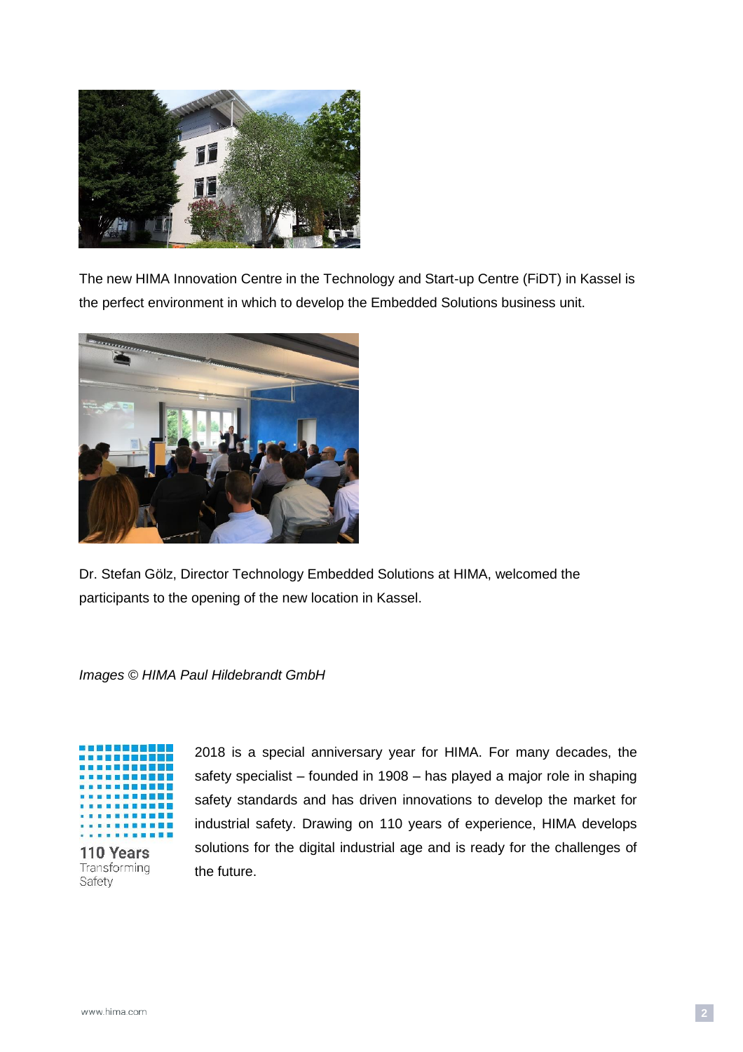The new HIMA Innovation Centre in the Technology and Start-up Centre (FiDT) in Kassel is the perfect environment in which to develop the Embedded Solutions business unit.

Dr. Stefan Gölz, Director Technology Embedded Solutions at HIMA, welcomed the participants to the opening of the new location in Kassel.

*Images © HIMA Paul Hildebrandt GmbH*

**110 Years**
Transforming Safety

2018 is a special anniversary year for HIMA. For many decades, the safety specialist – founded in 1908 – has played a major role in shaping safety standards and has driven innovations to develop the market for industrial safety. Drawing on 110 years of experience, HIMA develops solutions for the digital industrial age and is ready for the challenges of the future.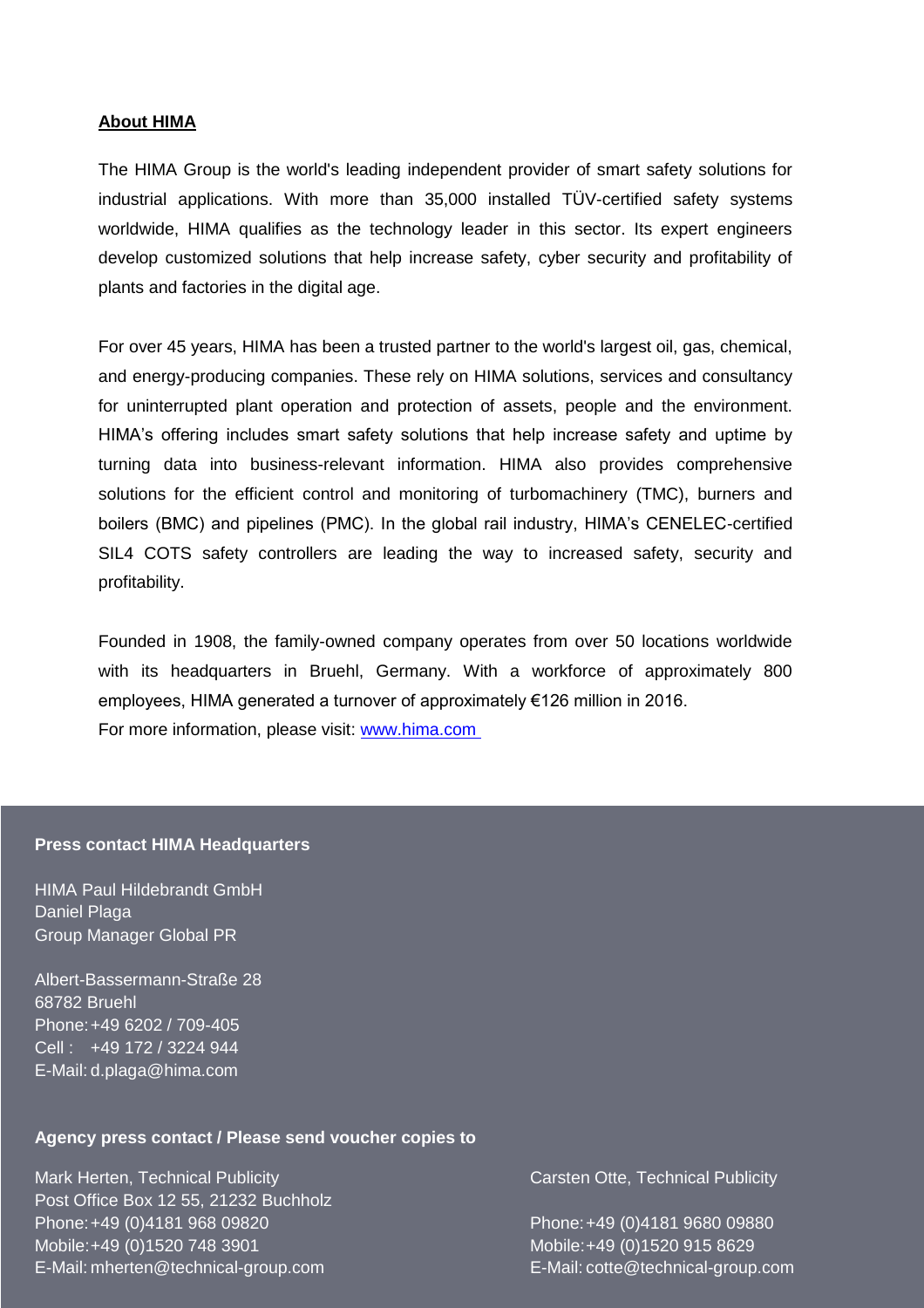**About HIMA**

The HIMA Group is the world's leading independent provider of smart safety solutions for industrial applications. With more than 35,000 installed TÜV-certified safety systems worldwide, HIMA qualifies as the technology leader in this sector. Its expert engineers develop customized solutions that help increase safety, cyber security and profitability of plants and factories in the digital age.

For over 45 years, HIMA has been a trusted partner to the world's largest oil, gas, chemical, and energy-producing companies. These rely on HIMA solutions, services and consultancy for uninterrupted plant operation and protection of assets, people and the environment. HIMA's offering includes smart safety solutions that help increase safety and uptime by turning data into business-relevant information. HIMA also provides comprehensive solutions for the efficient control and monitoring of turbomachinery (TMC), burners and boilers (BMC) and pipelines (PMC). In the global rail industry, HIMA's CENELEC-certified SIL4 COTS safety controllers are leading the way to increased safety, security and profitability.

Founded in 1908, the family-owned company operates from over 50 locations worldwide with its headquarters in Bruehl, Germany. With a workforce of approximately 800 employees, HIMA generated a turnover of approximately €126 million in 2016.
For more information, please visit: [www.hima.com](http://www.hima.com)

**Press contact HIMA Headquarters**

HIMA Paul Hildebrandt GmbH
Daniel Plaga
Group Manager Global PR

Albert-Bassermann-Straße 28
68782 Bruehl
Phone: +49 6202 / 709-405
Cell : +49 172 / 3224 944
E-Mail: d.plaga@hima.com

**Agency press contact / Please send voucher copies to**

Mark Herten, Technical Publicity
Post Office Box 12 55, 21232 Buchholz
Phone: +49 (0)4181 968 09820
Mobile: +49 (0)1520 748 3901
E-Mail: mherten@technical-group.com

Carsten Otte, Technical Publicity

Phone: +49 (0)4181 9680 09880
Mobile: +49 (0)1520 915 8629
E-Mail: cotte@technical-group.com